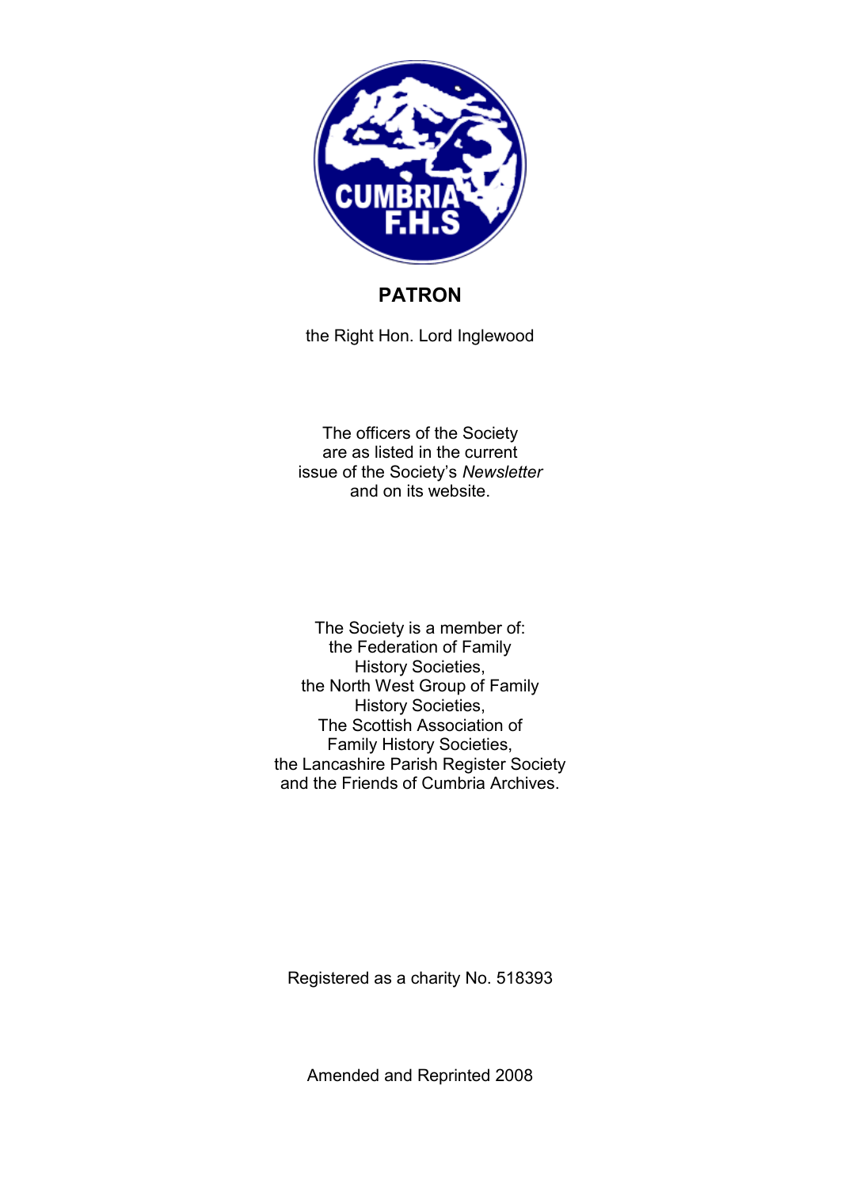CUMBRIA
F.H.S

## PATRON

the Right Hon. Lord Inglewood

The officers of the Society
are as listed in the current
issue of the Society's *Newsletter*
and on its website.

The Society is a member of:
the Federation of Family
History Societies,
the North West Group of Family
History Societies,
The Scottish Association of
Family History Societies,
the Lancashire Parish Register Society
and the Friends of Cumbria Archives.

Registered as a charity No. 518393

Amended and Reprinted 2008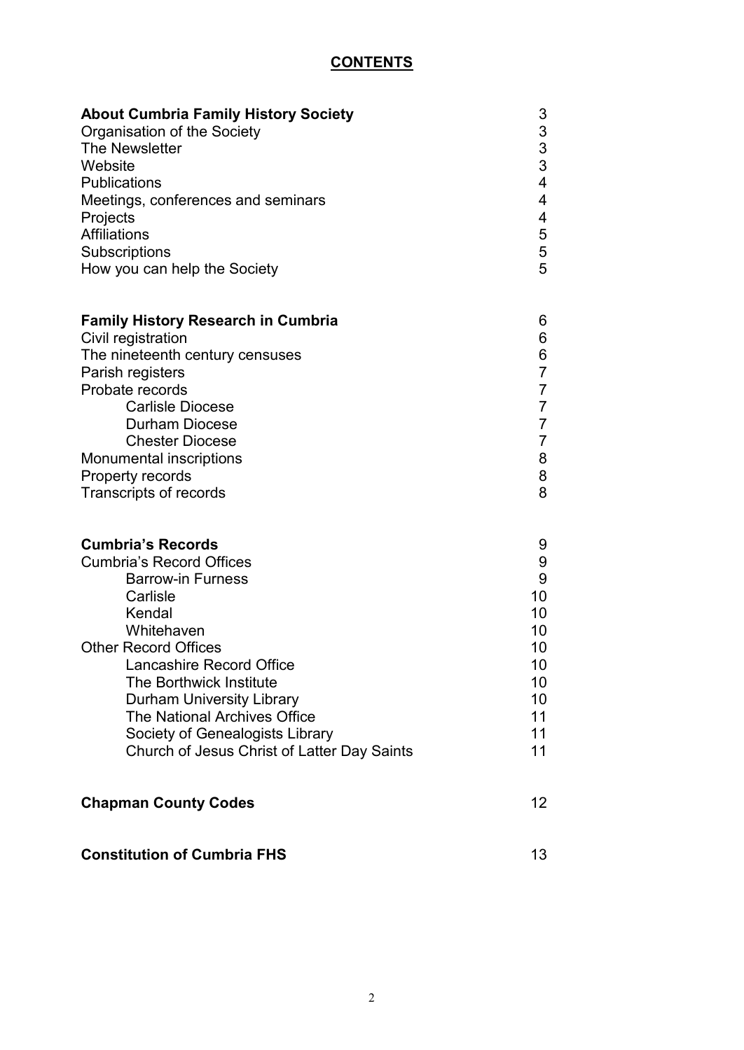# CONTENTS

| | |
|---|---|
| **About Cumbria Family History Society** | 3 |
| Organisation of the Society | 3 |
| The Newsletter | 3 |
| Website | 3 |
| Publications | 4 |
| Meetings, conferences and seminars | 4 |
| Projects | 4 |
| Affiliations | 5 |
| Subscriptions | 5 |
| How you can help the Society | 5 |
| | |
| **Family History Research in Cumbria** | 6 |
| Civil registration | 6 |
| The nineteenth century censuses | 6 |
| Parish registers | 7 |
| Probate records | 7 |
| Carlisle Diocese | 7 |
| Durham Diocese | 7 |
| Chester Diocese | 7 |
| Monumental inscriptions | 8 |
| Property records | 8 |
| Transcripts of records | 8 |
| | |
| **Cumbria's Records** | 9 |
| Cumbria's Record Offices | 9 |
| Barrow-in Furness | 9 |
| Carlisle | 10 |
| Kendal | 10 |
| Whitehaven | 10 |
| Other Record Offices | 10 |
| Lancashire Record Office | 10 |
| The Borthwick Institute | 10 |
| Durham University Library | 10 |
| The National Archives Office | 11 |
| Society of Genealogists Library | 11 |
| Church of Jesus Christ of Latter Day Saints | 11 |
| | |
| **Chapman County Codes** | 12 |
| | |
| **Constitution of Cumbria FHS** | 13 |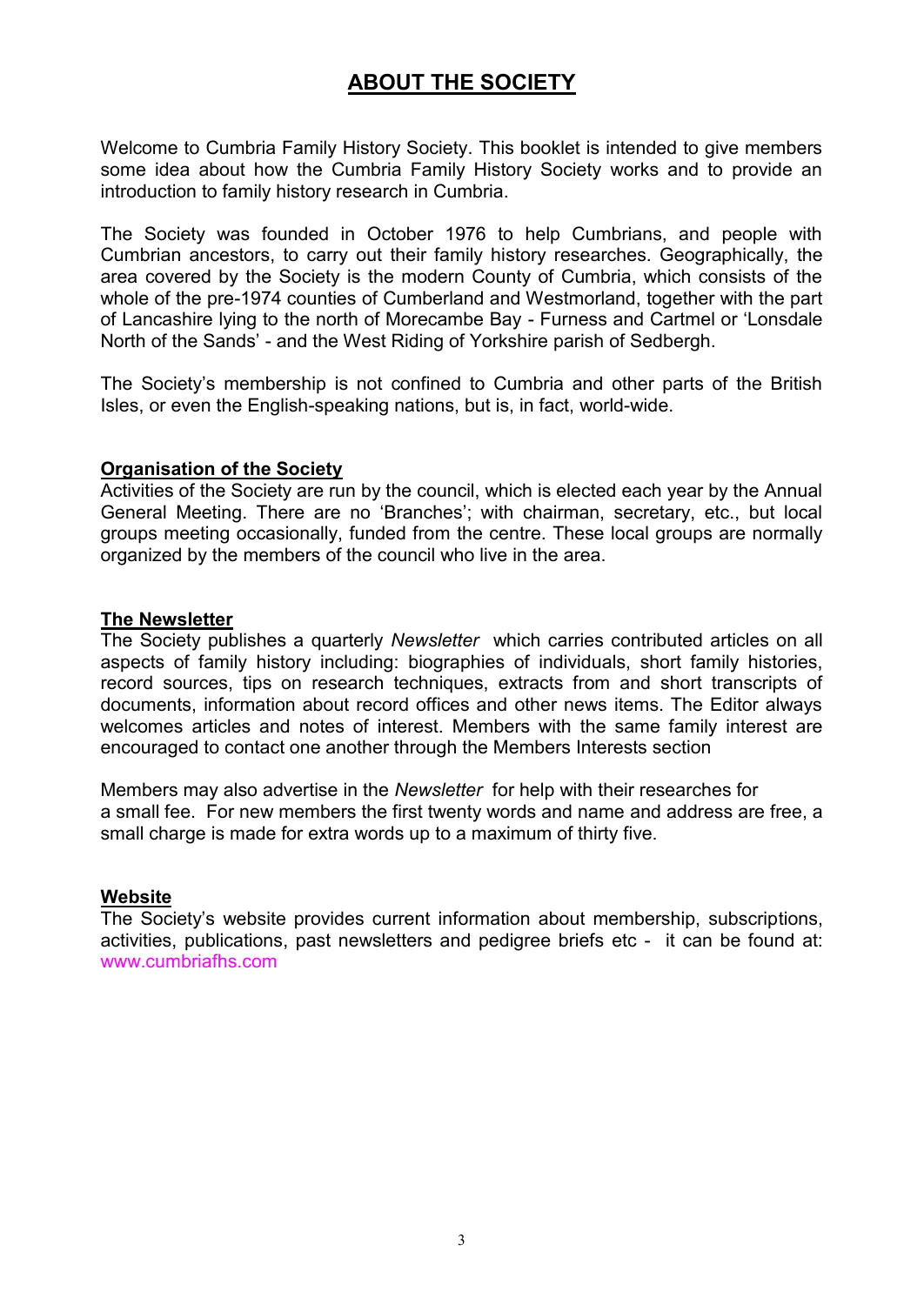# ABOUT THE SOCIETY

Welcome to Cumbria Family History Society. This booklet is intended to give members some idea about how the Cumbria Family History Society works and to provide an introduction to family history research in Cumbria.

The Society was founded in October 1976 to help Cumbrians, and people with Cumbrian ancestors, to carry out their family history researches. Geographically, the area covered by the Society is the modern County of Cumbria, which consists of the whole of the pre-1974 counties of Cumberland and Westmorland, together with the part of Lancashire lying to the north of Morecambe Bay - Furness and Cartmel or 'Lonsdale North of the Sands' - and the West Riding of Yorkshire parish of Sedbergh.

The Society's membership is not confined to Cumbria and other parts of the British Isles, or even the English-speaking nations, but is, in fact, world-wide.

## Organisation of the Society

Activities of the Society are run by the council, which is elected each year by the Annual General Meeting. There are no 'Branches'; with chairman, secretary, etc., but local groups meeting occasionally, funded from the centre. These local groups are normally organized by the members of the council who live in the area.

## The Newsletter

The Society publishes a quarterly *Newsletter* which carries contributed articles on all aspects of family history including: biographies of individuals, short family histories, record sources, tips on research techniques, extracts from and short transcripts of documents, information about record offices and other news items. The Editor always welcomes articles and notes of interest. Members with the same family interest are encouraged to contact one another through the Members Interests section

Members may also advertise in the *Newsletter* for help with their researches for a small fee. For new members the first twenty words and name and address are free, a small charge is made for extra words up to a maximum of thirty five.

## Website

The Society's website provides current information about membership, subscriptions, activities, publications, past newsletters and pedigree briefs etc - it can be found at: www.cumbriafhs.com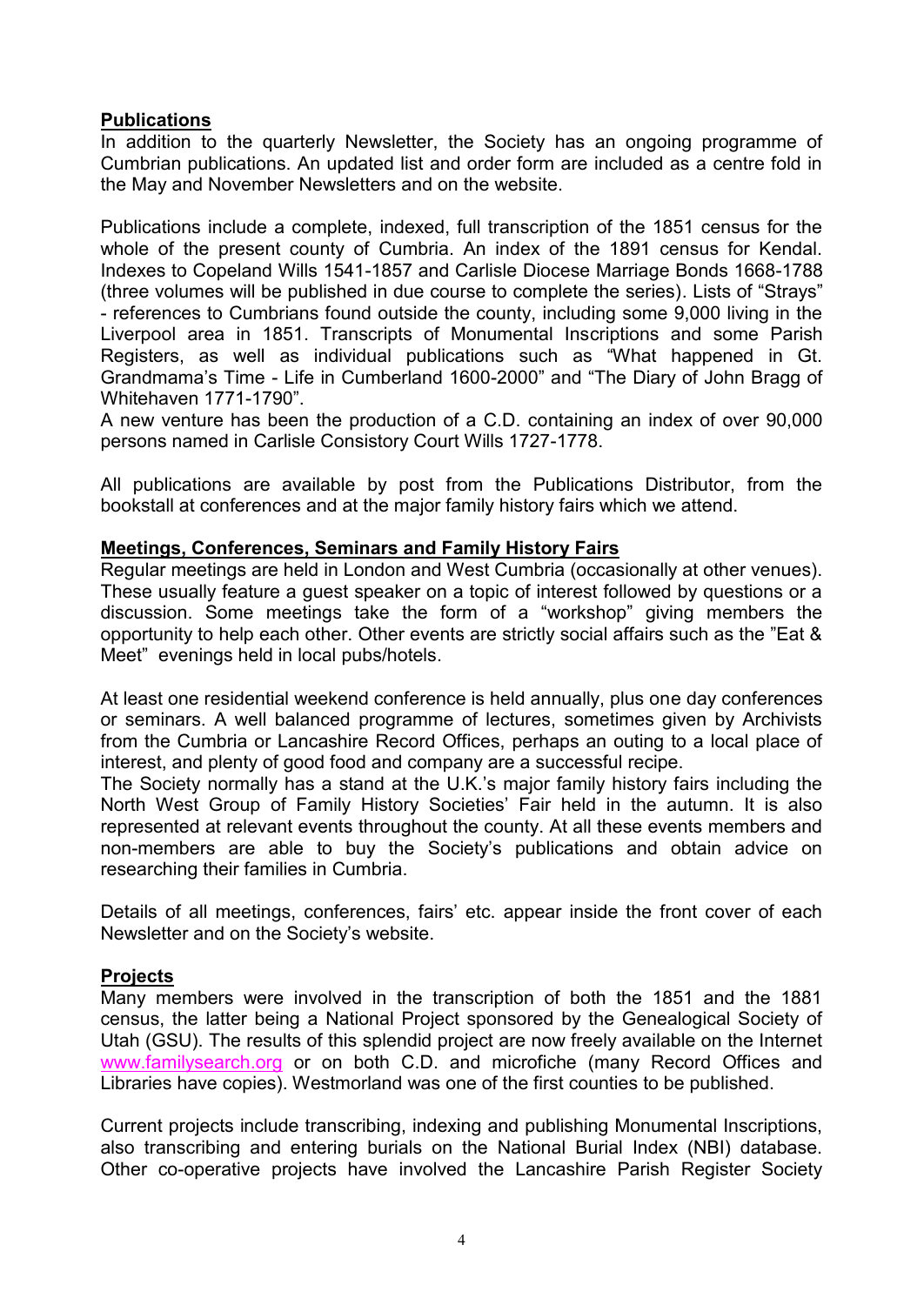## Publications

In addition to the quarterly Newsletter, the Society has an ongoing programme of Cumbrian publications. An updated list and order form are included as a centre fold in the May and November Newsletters and on the website.

Publications include a complete, indexed, full transcription of the 1851 census for the whole of the present county of Cumbria. An index of the 1891 census for Kendal. Indexes to Copeland Wills 1541-1857 and Carlisle Diocese Marriage Bonds 1668-1788 (three volumes will be published in due course to complete the series). Lists of "Strays" - references to Cumbrians found outside the county, including some 9,000 living in the Liverpool area in 1851. Transcripts of Monumental Inscriptions and some Parish Registers, as well as individual publications such as "What happened in Gt. Grandmama's Time - Life in Cumberland 1600-2000" and "The Diary of John Bragg of Whitehaven 1771-1790".

A new venture has been the production of a C.D. containing an index of over 90,000 persons named in Carlisle Consistory Court Wills 1727-1778.

All publications are available by post from the Publications Distributor, from the bookstall at conferences and at the major family history fairs which we attend.

## Meetings, Conferences, Seminars and Family History Fairs

Regular meetings are held in London and West Cumbria (occasionally at other venues). These usually feature a guest speaker on a topic of interest followed by questions or a discussion. Some meetings take the form of a "workshop" giving members the opportunity to help each other. Other events are strictly social affairs such as the "Eat & Meet" evenings held in local pubs/hotels.

At least one residential weekend conference is held annually, plus one day conferences or seminars. A well balanced programme of lectures, sometimes given by Archivists from the Cumbria or Lancashire Record Offices, perhaps an outing to a local place of interest, and plenty of good food and company are a successful recipe.

The Society normally has a stand at the U.K.'s major family history fairs including the North West Group of Family History Societies' Fair held in the autumn. It is also represented at relevant events throughout the county. At all these events members and non-members are able to buy the Society's publications and obtain advice on researching their families in Cumbria.

Details of all meetings, conferences, fairs' etc. appear inside the front cover of each Newsletter and on the Society's website.

## Projects

Many members were involved in the transcription of both the 1851 and the 1881 census, the latter being a National Project sponsored by the Genealogical Society of Utah (GSU). The results of this splendid project are now freely available on the Internet www.familysearch.org or on both C.D. and microfiche (many Record Offices and Libraries have copies). Westmorland was one of the first counties to be published.

Current projects include transcribing, indexing and publishing Monumental Inscriptions, also transcribing and entering burials on the National Burial Index (NBI) database. Other co-operative projects have involved the Lancashire Parish Register Society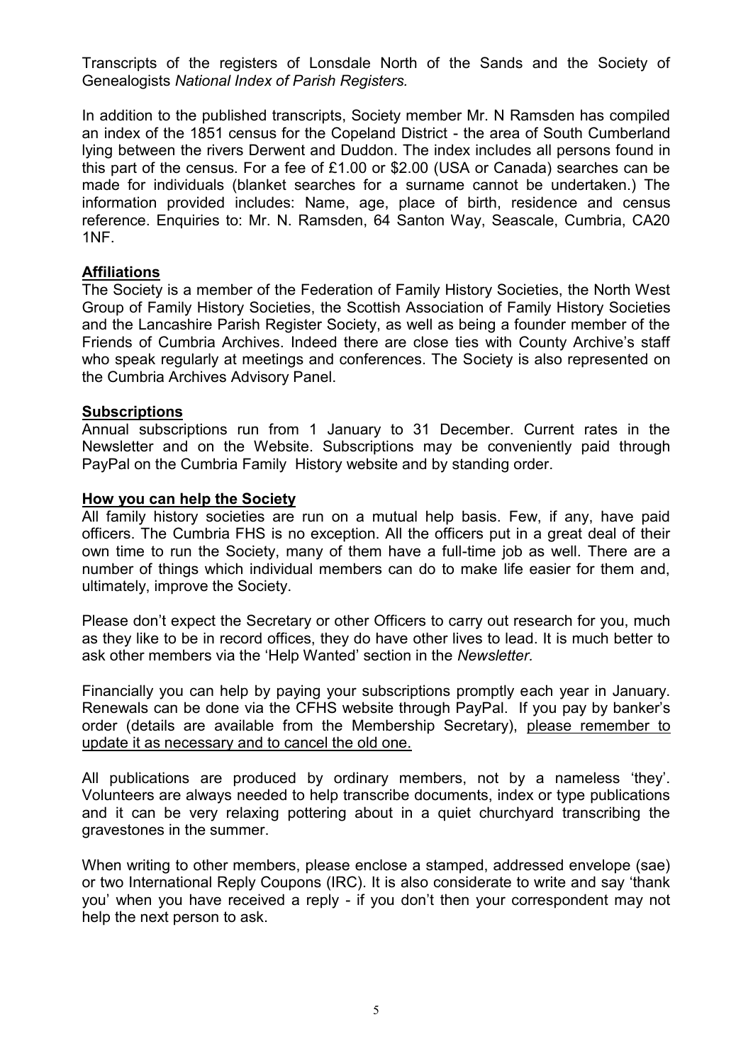Transcripts of the registers of Lonsdale North of the Sands and the Society of Genealogists *National Index of Parish Registers.*

In addition to the published transcripts, Society member Mr. N Ramsden has compiled an index of the 1851 census for the Copeland District - the area of South Cumberland lying between the rivers Derwent and Duddon. The index includes all persons found in this part of the census. For a fee of £1.00 or $2.00 (USA or Canada) searches can be made for individuals (blanket searches for a surname cannot be undertaken.) The information provided includes: Name, age, place of birth, residence and census reference. Enquiries to: Mr. N. Ramsden, 64 Santon Way, Seascale, Cumbria, CA20 1NF.

## Affiliations

The Society is a member of the Federation of Family History Societies, the North West Group of Family History Societies, the Scottish Association of Family History Societies and the Lancashire Parish Register Society, as well as being a founder member of the Friends of Cumbria Archives. Indeed there are close ties with County Archive's staff who speak regularly at meetings and conferences. The Society is also represented on the Cumbria Archives Advisory Panel.

## Subscriptions

Annual subscriptions run from 1 January to 31 December. Current rates in the Newsletter and on the Website. Subscriptions may be conveniently paid through PayPal on the Cumbria Family History website and by standing order.

## How you can help the Society

All family history societies are run on a mutual help basis. Few, if any, have paid officers. The Cumbria FHS is no exception. All the officers put in a great deal of their own time to run the Society, many of them have a full-time job as well. There are a number of things which individual members can do to make life easier for them and, ultimately, improve the Society.

Please don't expect the Secretary or other Officers to carry out research for you, much as they like to be in record offices, they do have other lives to lead. It is much better to ask other members via the 'Help Wanted' section in the *Newsletter.*

Financially you can help by paying your subscriptions promptly each year in January. Renewals can be done via the CFHS website through PayPal. If you pay by banker's order (details are available from the Membership Secretary), please remember to update it as necessary and to cancel the old one.

All publications are produced by ordinary members, not by a nameless 'they'. Volunteers are always needed to help transcribe documents, index or type publications and it can be very relaxing pottering about in a quiet churchyard transcribing the gravestones in the summer.

When writing to other members, please enclose a stamped, addressed envelope (sae) or two International Reply Coupons (IRC). It is also considerate to write and say 'thank you' when you have received a reply - if you don't then your correspondent may not help the next person to ask.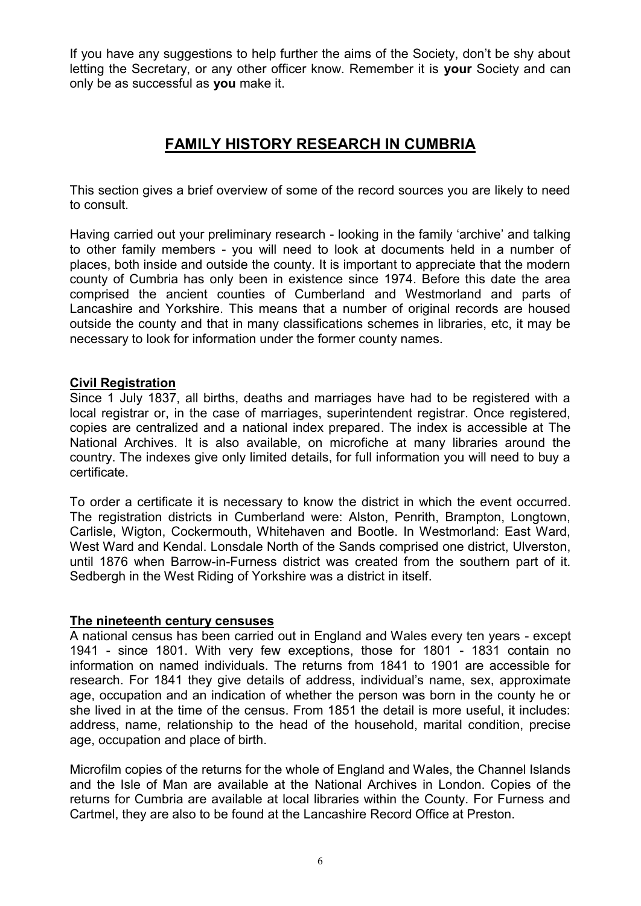If you have any suggestions to help further the aims of the Society, don't be shy about letting the Secretary, or any other officer know. Remember it is **your** Society and can only be as successful as **you** make it.

# FAMILY HISTORY RESEARCH IN CUMBRIA

This section gives a brief overview of some of the record sources you are likely to need to consult.

Having carried out your preliminary research - looking in the family 'archive' and talking to other family members - you will need to look at documents held in a number of places, both inside and outside the county. It is important to appreciate that the modern county of Cumbria has only been in existence since 1974. Before this date the area comprised the ancient counties of Cumberland and Westmorland and parts of Lancashire and Yorkshire. This means that a number of original records are housed outside the county and that in many classifications schemes in libraries, etc, it may be necessary to look for information under the former county names.

## Civil Registration

Since 1 July 1837, all births, deaths and marriages have had to be registered with a local registrar or, in the case of marriages, superintendent registrar. Once registered, copies are centralized and a national index prepared. The index is accessible at The National Archives. It is also available, on microfiche at many libraries around the country. The indexes give only limited details, for full information you will need to buy a certificate.

To order a certificate it is necessary to know the district in which the event occurred. The registration districts in Cumberland were: Alston, Penrith, Brampton, Longtown, Carlisle, Wigton, Cockermouth, Whitehaven and Bootle. In Westmorland: East Ward, West Ward and Kendal. Lonsdale North of the Sands comprised one district, Ulverston, until 1876 when Barrow-in-Furness district was created from the southern part of it. Sedbergh in the West Riding of Yorkshire was a district in itself.

## The nineteenth century censuses

A national census has been carried out in England and Wales every ten years - except 1941 - since 1801. With very few exceptions, those for 1801 - 1831 contain no information on named individuals. The returns from 1841 to 1901 are accessible for research. For 1841 they give details of address, individual's name, sex, approximate age, occupation and an indication of whether the person was born in the county he or she lived in at the time of the census. From 1851 the detail is more useful, it includes: address, name, relationship to the head of the household, marital condition, precise age, occupation and place of birth.

Microfilm copies of the returns for the whole of England and Wales, the Channel Islands and the Isle of Man are available at the National Archives in London. Copies of the returns for Cumbria are available at local libraries within the County. For Furness and Cartmel, they are also to be found at the Lancashire Record Office at Preston.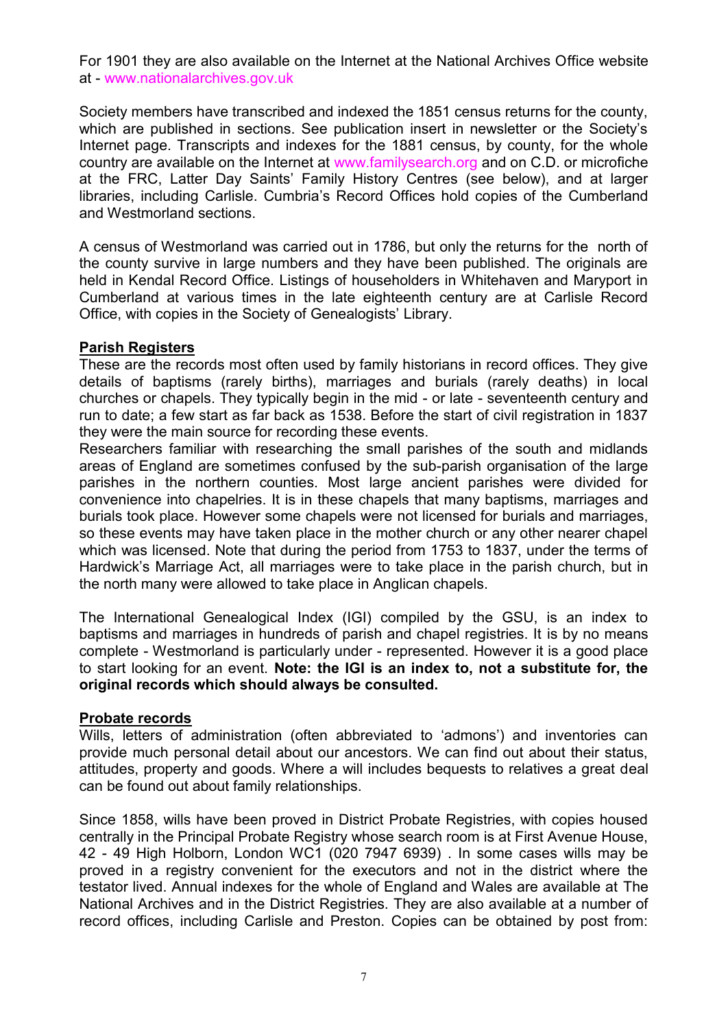For 1901 they are also available on the Internet at the National Archives Office website at - www.nationalarchives.gov.uk

Society members have transcribed and indexed the 1851 census returns for the county, which are published in sections. See publication insert in newsletter or the Society's Internet page. Transcripts and indexes for the 1881 census, by county, for the whole country are available on the Internet at www.familysearch.org and on C.D. or microfiche at the FRC, Latter Day Saints' Family History Centres (see below), and at larger libraries, including Carlisle. Cumbria's Record Offices hold copies of the Cumberland and Westmorland sections.

A census of Westmorland was carried out in 1786, but only the returns for the north of the county survive in large numbers and they have been published. The originals are held in Kendal Record Office. Listings of householders in Whitehaven and Maryport in Cumberland at various times in the late eighteenth century are at Carlisle Record Office, with copies in the Society of Genealogists' Library.

## Parish Registers

These are the records most often used by family historians in record offices. They give details of baptisms (rarely births), marriages and burials (rarely deaths) in local churches or chapels. They typically begin in the mid - or late - seventeenth century and run to date; a few start as far back as 1538. Before the start of civil registration in 1837 they were the main source for recording these events.

Researchers familiar with researching the small parishes of the south and midlands areas of England are sometimes confused by the sub-parish organisation of the large parishes in the northern counties. Most large ancient parishes were divided for convenience into chapelries. It is in these chapels that many baptisms, marriages and burials took place. However some chapels were not licensed for burials and marriages, so these events may have taken place in the mother church or any other nearer chapel which was licensed. Note that during the period from 1753 to 1837, under the terms of Hardwick's Marriage Act, all marriages were to take place in the parish church, but in the north many were allowed to take place in Anglican chapels.

The International Genealogical Index (IGI) compiled by the GSU, is an index to baptisms and marriages in hundreds of parish and chapel registries. It is by no means complete - Westmorland is particularly under - represented. However it is a good place to start looking for an event. **Note: the IGI is an index to, not a substitute for, the original records which should always be consulted.**

## Probate records

Wills, letters of administration (often abbreviated to 'admons') and inventories can provide much personal detail about our ancestors. We can find out about their status, attitudes, property and goods. Where a will includes bequests to relatives a great deal can be found out about family relationships.

Since 1858, wills have been proved in District Probate Registries, with copies housed centrally in the Principal Probate Registry whose search room is at First Avenue House, 42 - 49 High Holborn, London WC1 (020 7947 6939) . In some cases wills may be proved in a registry convenient for the executors and not in the district where the testator lived. Annual indexes for the whole of England and Wales are available at The National Archives and in the District Registries. They are also available at a number of record offices, including Carlisle and Preston. Copies can be obtained by post from: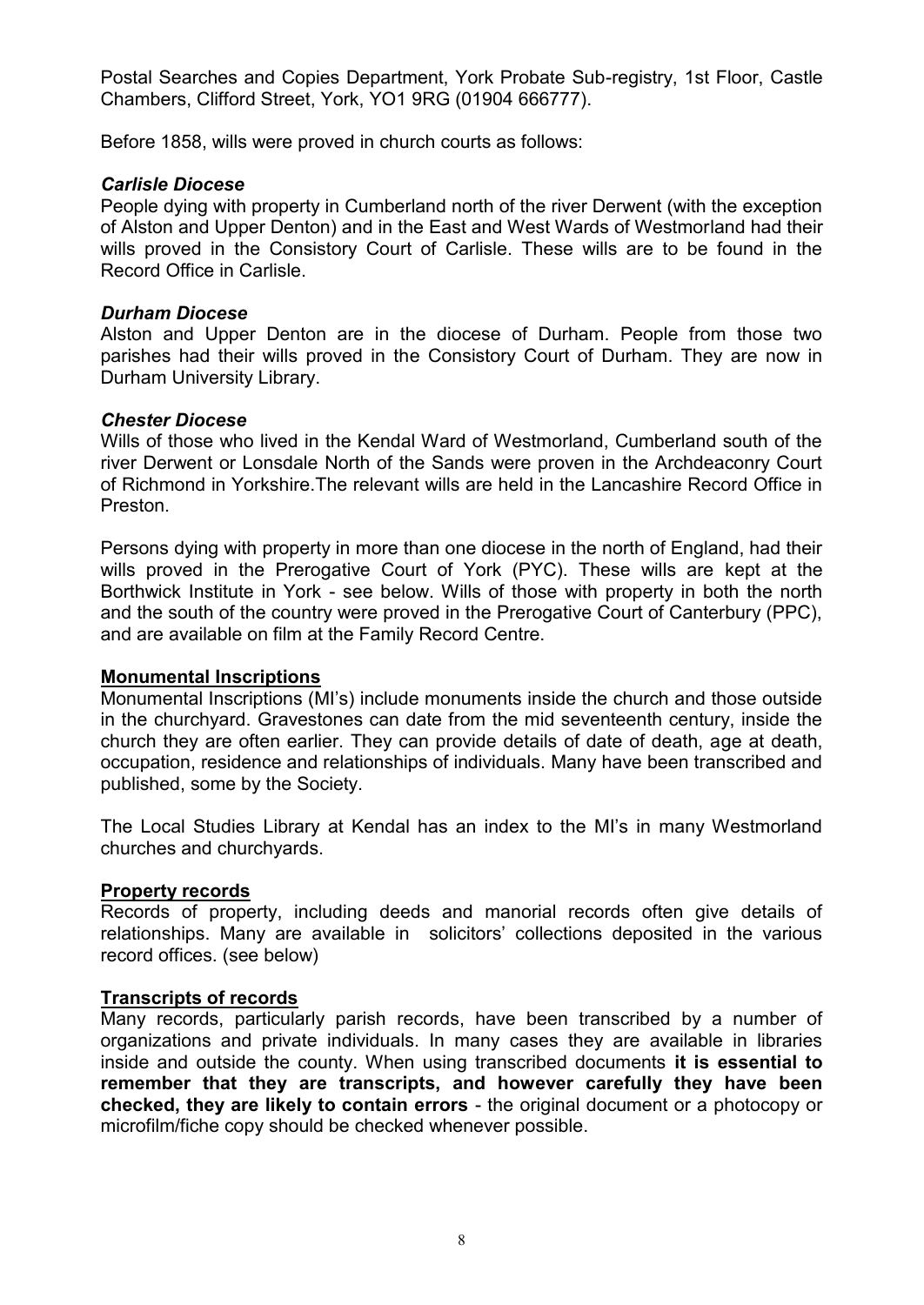Postal Searches and Copies Department, York Probate Sub-registry, 1st Floor, Castle Chambers, Clifford Street, York, YO1 9RG (01904 666777).

Before 1858, wills were proved in church courts as follows:

### *Carlisle Diocese*

People dying with property in Cumberland north of the river Derwent (with the exception of Alston and Upper Denton) and in the East and West Wards of Westmorland had their wills proved in the Consistory Court of Carlisle. These wills are to be found in the Record Office in Carlisle.

### *Durham Diocese*

Alston and Upper Denton are in the diocese of Durham. People from those two parishes had their wills proved in the Consistory Court of Durham. They are now in Durham University Library.

### *Chester Diocese*

Wills of those who lived in the Kendal Ward of Westmorland, Cumberland south of the river Derwent or Lonsdale North of the Sands were proven in the Archdeaconry Court of Richmond in Yorkshire.The relevant wills are held in the Lancashire Record Office in Preston.

Persons dying with property in more than one diocese in the north of England, had their wills proved in the Prerogative Court of York (PYC). These wills are kept at the Borthwick Institute in York - see below. Wills of those with property in both the north and the south of the country were proved in the Prerogative Court of Canterbury (PPC), and are available on film at the Family Record Centre.

## Monumental Inscriptions

Monumental Inscriptions (MI's) include monuments inside the church and those outside in the churchyard. Gravestones can date from the mid seventeenth century, inside the church they are often earlier. They can provide details of date of death, age at death, occupation, residence and relationships of individuals. Many have been transcribed and published, some by the Society.

The Local Studies Library at Kendal has an index to the MI's in many Westmorland churches and churchyards.

## Property records

Records of property, including deeds and manorial records often give details of relationships. Many are available in solicitors' collections deposited in the various record offices. (see below)

## Transcripts of records

Many records, particularly parish records, have been transcribed by a number of organizations and private individuals. In many cases they are available in libraries inside and outside the county. When using transcribed documents **it is essential to remember that they are transcripts, and however carefully they have been checked, they are likely to contain errors** - the original document or a photocopy or microfilm/fiche copy should be checked whenever possible.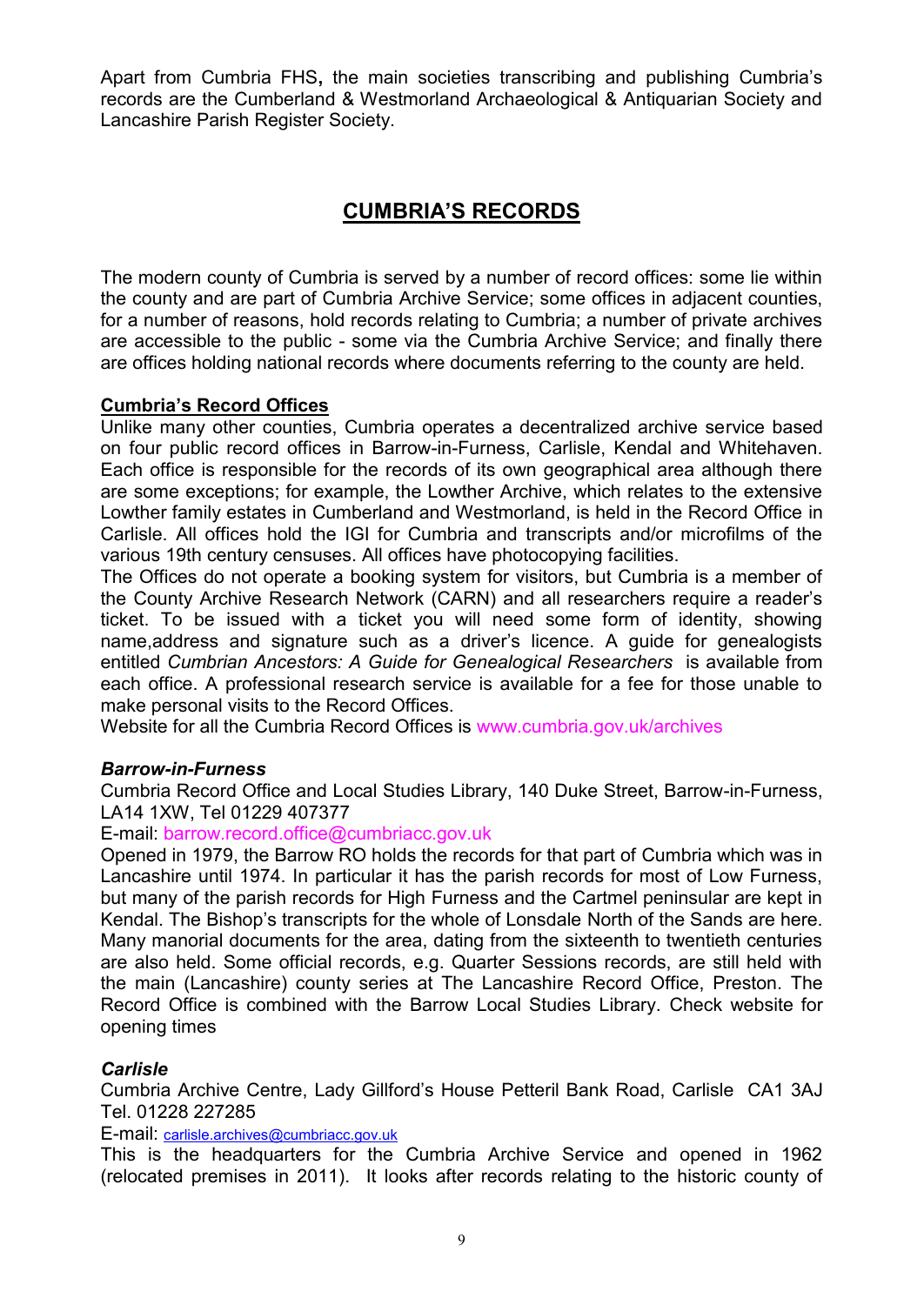Apart from Cumbria FHS**,** the main societies transcribing and publishing Cumbria's records are the Cumberland & Westmorland Archaeological & Antiquarian Society and Lancashire Parish Register Society.

## CUMBRIA'S RECORDS

The modern county of Cumbria is served by a number of record offices: some lie within the county and are part of Cumbria Archive Service; some offices in adjacent counties, for a number of reasons, hold records relating to Cumbria; a number of private archives are accessible to the public - some via the Cumbria Archive Service; and finally there are offices holding national records where documents referring to the county are held.

### Cumbria's Record Offices

Unlike many other counties, Cumbria operates a decentralized archive service based on four public record offices in Barrow-in-Furness, Carlisle, Kendal and Whitehaven. Each office is responsible for the records of its own geographical area although there are some exceptions; for example, the Lowther Archive, which relates to the extensive Lowther family estates in Cumberland and Westmorland, is held in the Record Office in Carlisle. All offices hold the IGI for Cumbria and transcripts and/or microfilms of the various 19th century censuses. All offices have photocopying facilities.

The Offices do not operate a booking system for visitors, but Cumbria is a member of the County Archive Research Network (CARN) and all researchers require a reader's ticket. To be issued with a ticket you will need some form of identity, showing name,address and signature such as a driver's licence. A guide for genealogists entitled *Cumbrian Ancestors: A Guide for Genealogical Researchers* is available from each office. A professional research service is available for a fee for those unable to make personal visits to the Record Offices.

Website for all the Cumbria Record Offices is www.cumbria.gov.uk/archives

#### *Barrow-in-Furness*

Cumbria Record Office and Local Studies Library, 140 Duke Street, Barrow-in-Furness, LA14 1XW, Tel 01229 407377

E-mail: barrow.record.office@cumbriacc.gov.uk

Opened in 1979, the Barrow RO holds the records for that part of Cumbria which was in Lancashire until 1974. In particular it has the parish records for most of Low Furness, but many of the parish records for High Furness and the Cartmel peninsular are kept in Kendal. The Bishop's transcripts for the whole of Lonsdale North of the Sands are here. Many manorial documents for the area, dating from the sixteenth to twentieth centuries are also held. Some official records, e.g. Quarter Sessions records, are still held with the main (Lancashire) county series at The Lancashire Record Office, Preston. The Record Office is combined with the Barrow Local Studies Library. Check website for opening times

#### *Carlisle*

Cumbria Archive Centre, Lady Gillford's House Petteril Bank Road, Carlisle CA1 3AJ Tel. 01228 227285

E-mail: carlisle.archives@cumbriacc.gov.uk

This is the headquarters for the Cumbria Archive Service and opened in 1962 (relocated premises in 2011). It looks after records relating to the historic county of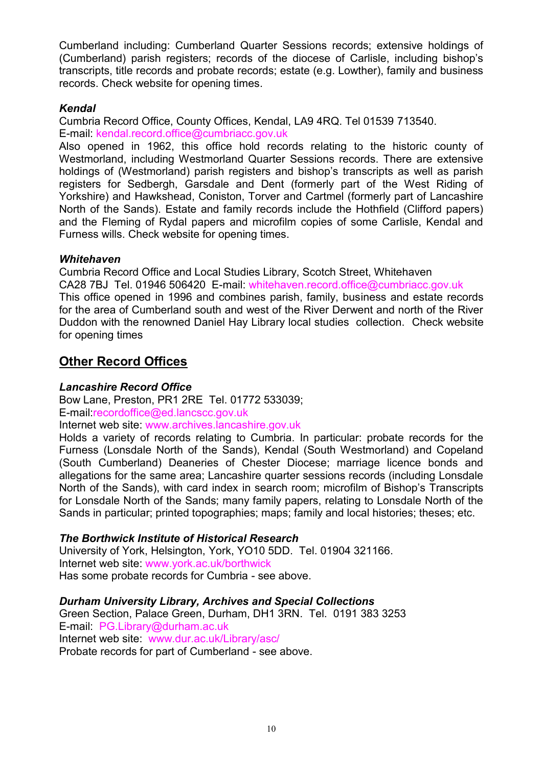Cumberland including: Cumberland Quarter Sessions records; extensive holdings of (Cumberland) parish registers; records of the diocese of Carlisle, including bishop's transcripts, title records and probate records; estate (e.g. Lowther), family and business records. Check website for opening times.

### *Kendal*

Cumbria Record Office, County Offices, Kendal, LA9 4RQ. Tel 01539 713540.
E-mail: kendal.record.office@cumbriacc.gov.uk

Also opened in 1962, this office hold records relating to the historic county of Westmorland, including Westmorland Quarter Sessions records. There are extensive holdings of (Westmorland) parish registers and bishop's transcripts as well as parish registers for Sedbergh, Garsdale and Dent (formerly part of the West Riding of Yorkshire) and Hawkshead, Coniston, Torver and Cartmel (formerly part of Lancashire North of the Sands). Estate and family records include the Hothfield (Clifford papers) and the Fleming of Rydal papers and microfilm copies of some Carlisle, Kendal and Furness wills. Check website for opening times.

### *Whitehaven*

Cumbria Record Office and Local Studies Library, Scotch Street, Whitehaven CA28 7BJ Tel. 01946 506420 E-mail: whitehaven.record.office@cumbriacc.gov.uk

This office opened in 1996 and combines parish, family, business and estate records for the area of Cumberland south and west of the River Derwent and north of the River Duddon with the renowned Daniel Hay Library local studies collection. Check website for opening times

## Other Record Offices

### *Lancashire Record Office*

Bow Lane, Preston, PR1 2RE Tel. 01772 533039;
E-mail:recordoffice@ed.lancscc.gov.uk
Internet web site: www.archives.lancashire.gov.uk

Holds a variety of records relating to Cumbria. In particular: probate records for the Furness (Lonsdale North of the Sands), Kendal (South Westmorland) and Copeland (South Cumberland) Deaneries of Chester Diocese; marriage licence bonds and allegations for the same area; Lancashire quarter sessions records (including Lonsdale North of the Sands), with card index in search room; microfilm of Bishop's Transcripts for Lonsdale North of the Sands; many family papers, relating to Lonsdale North of the Sands in particular; printed topographies; maps; family and local histories; theses; etc.

### *The Borthwick Institute of Historical Research*

University of York, Helsington, York, YO10 5DD. Tel. 01904 321166.
Internet web site: www.york.ac.uk/borthwick
Has some probate records for Cumbria - see above.

### *Durham University Library, Archives and Special Collections*

Green Section, Palace Green, Durham, DH1 3RN. Tel. 0191 383 3253
E-mail: PG.Library@durham.ac.uk
Internet web site: www.dur.ac.uk/Library/asc/
Probate records for part of Cumberland - see above.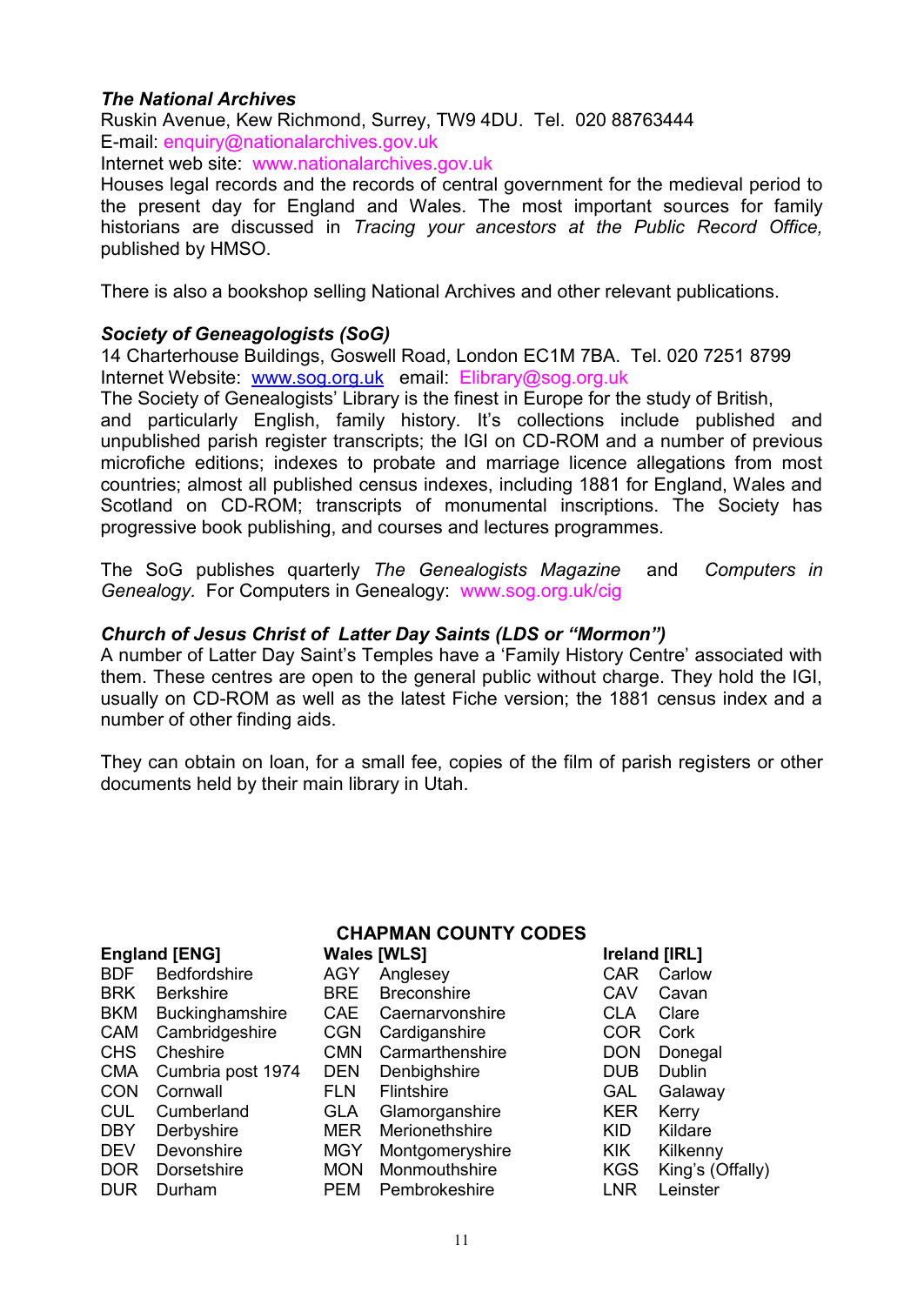***The National Archives***
Ruskin Avenue, Kew Richmond, Surrey, TW9 4DU. Tel. 020 88763444
E-mail: enquiry@nationalarchives.gov.uk
Internet web site: www.nationalarchives.gov.uk
Houses legal records and the records of central government for the medieval period to the present day for England and Wales. The most important sources for family historians are discussed in *Tracing your ancestors at the Public Record Office,* published by HMSO.

There is also a bookshop selling National Archives and other relevant publications.

***Society of Geneagologists (SoG)***
14 Charterhouse Buildings, Goswell Road, London EC1M 7BA. Tel. 020 7251 8799
Internet Website: www.sog.org.uk email: Elibrary@sog.org.uk
The Society of Genealogists' Library is the finest in Europe for the study of British, and particularly English, family history. It's collections include published and unpublished parish register transcripts; the IGI on CD-ROM and a number of previous microfiche editions; indexes to probate and marriage licence allegations from most countries; almost all published census indexes, including 1881 for England, Wales and Scotland on CD-ROM; transcripts of monumental inscriptions. The Society has progressive book publishing, and courses and lectures programmes.

The SoG publishes quarterly *The Genealogists Magazine* and *Computers in Genealogy*. For Computers in Genealogy: www.sog.org.uk/cig

***Church of Jesus Christ of Latter Day Saints (LDS or "Mormon")***
A number of Latter Day Saint's Temples have a 'Family History Centre' associated with them. These centres are open to the general public without charge. They hold the IGI, usually on CD-ROM as well as the latest Fiche version; the 1881 census index and a number of other finding aids.

They can obtain on loan, for a small fee, copies of the film of parish registers or other documents held by their main library in Utah.

## CHAPMAN COUNTY CODES

| England [ENG] | | Wales [WLS] | | Ireland [IRL] | |
|---|---|---|---|---|---|
| BDF | Bedfordshire | AGY | Anglesey | CAR | Carlow |
| BRK | Berkshire | BRE | Breconshire | CAV | Cavan |
| BKM | Buckinghamshire | CAE | Caernarvonshire | CLA | Clare |
| CAM | Cambridgeshire | CGN | Cardiganshire | COR | Cork |
| CHS | Cheshire | CMN | Carmarthenshire | DON | Donegal |
| CMA | Cumbria post 1974 | DEN | Denbighshire | DUB | Dublin |
| CON | Cornwall | FLN | Flintshire | GAL | Galaway |
| CUL | Cumberland | GLA | Glamorganshire | KER | Kerry |
| DBY | Derbyshire | MER | Merionethshire | KID | Kildare |
| DEV | Devonshire | MGY | Montgomeryshire | KIK | Kilkenny |
| DOR | Dorsetshire | MON | Monmouthshire | KGS | King's (Offaly) |
| DUR | Durham | PEM | Pembrokeshire | LNR | Leinster |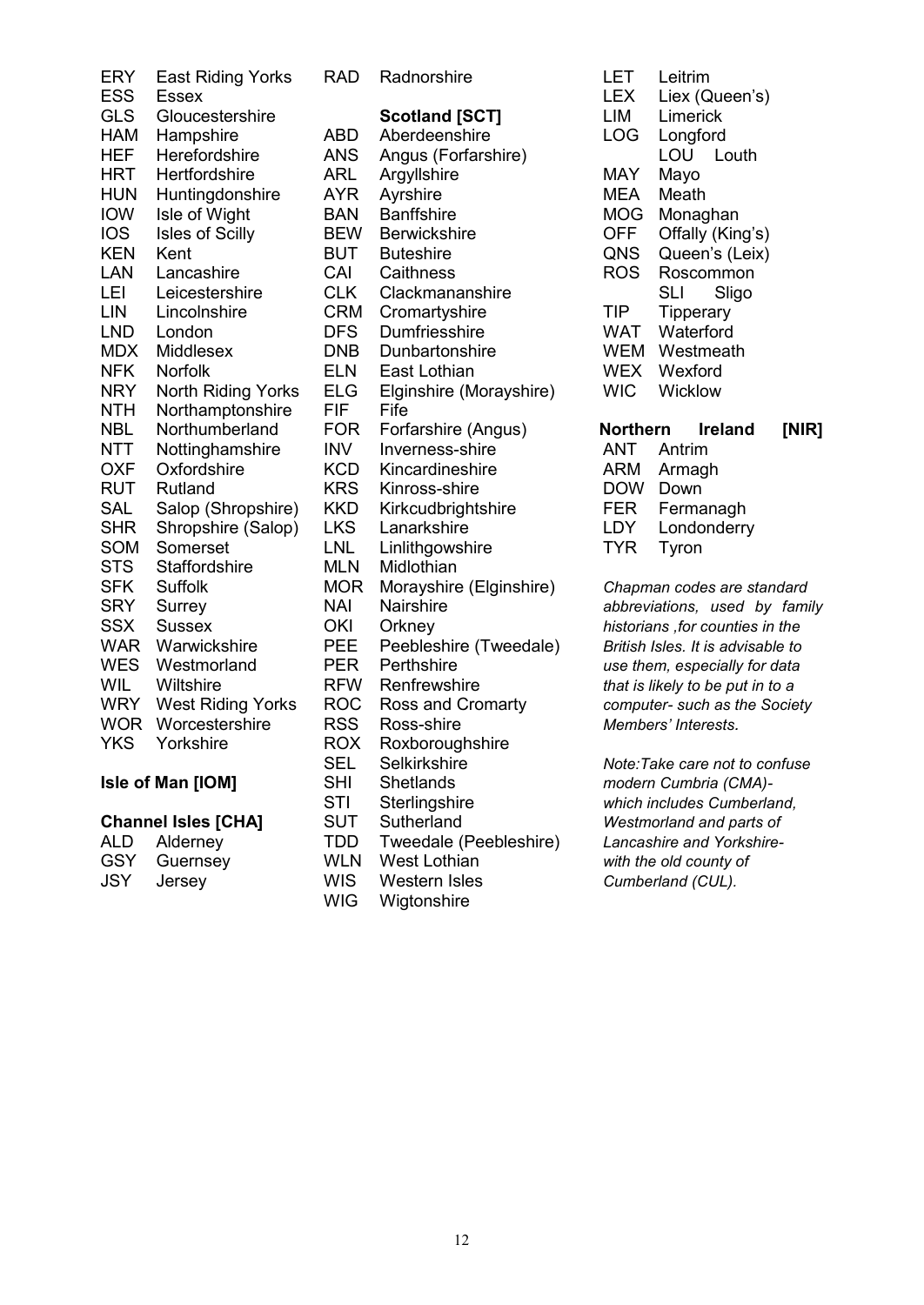| | |
|---|---|
| ERY | East Riding Yorks |
| ESS | Essex |
| GLS | Gloucestershire |
| HAM | Hampshire |
| HEF | Herefordshire |
| HRT | Hertfordshire |
| HUN | Huntingdonshire |
| IOW | Isle of Wight |
| IOS | Isles of Scilly |
| KEN | Kent |
| LAN | Lancashire |
| LEI | Leicestershire |
| LIN | Lincolnshire |
| LND | London |
| MDX | Middlesex |
| NFK | Norfolk |
| NRY | North Riding Yorks |
| NTH | Northamptonshire |
| NBL | Northumberland |
| NTT | Nottinghamshire |
| OXF | Oxfordshire |
| RUT | Rutland |
| SAL | Salop (Shropshire) |
| SHR | Shropshire (Salop) |
| SOM | Somerset |
| STS | Staffordshire |
| SFK | Suffolk |
| SRY | Surrey |
| SSX | Sussex |
| WAR | Warwickshire |
| WES | Westmorland |
| WIL | Wiltshire |
| WRY | West Riding Yorks |
| WOR | Worcestershire |
| YKS | Yorkshire |

**Isle of Man [IOM]**

**Channel Isles [CHA]**

| | |
|---|---|
| ALD | Alderney |
| GSY | Guernsey |
| JSY | Jersey |

| | |
|---|---|
| RAD | Radnorshire |

**Scotland [SCT]**

| | |
|---|---|
| ABD | Aberdeenshire |
| ANS | Angus (Forfarshire) |
| ARL | Argyllshire |
| AYR | Ayrshire |
| BAN | Banffshire |
| BEW | Berwickshire |
| BUT | Buteshire |
| CAI | Caithness |
| CLK | Clackmananshire |
| CRM | Cromartyshire |
| DFS | Dumfriesshire |
| DNB | Dunbartonshire |
| ELN | East Lothian |
| ELG | Elginshire (Morayshire) |
| FIF | Fife |
| FOR | Forfarshire (Angus) |
| INV | Inverness-shire |
| KCD | Kincardineshire |
| KRS | Kinross-shire |
| KKD | Kirkcudbrightshire |
| LKS | Lanarkshire |
| LNL | Linlithgowshire |
| MLN | Midlothian |
| MOR | Morayshire (Elginshire) |
| NAI | Nairshire |
| OKI | Orkney |
| PEE | Peebleshire (Tweedale) |
| PER | Perthshire |
| RFW | Renfrewshire |
| ROC | Ross and Cromarty |
| RSS | Ross-shire |
| ROX | Roxboroughshire |
| SEL | Selkirkshire |
| SHI | Shetlands |
| STI | Sterlingshire |
| SUT | Sutherland |
| TDD | Tweedale (Peebleshire) |
| WLN | West Lothian |
| WIS | Western Isles |
| WIG | Wigtonshire |

| | |
|---|---|
| LET | Leitrim |
| LEX | Liex (Queen's) |
| LIM | Limerick |
| LOG | Longford |
| LOU | Louth |
| MAY | Mayo |
| MEA | Meath |
| MOG | Monaghan |
| OFF | Offally (King's) |
| QNS | Queen's (Leix) |
| ROS | Roscommon |
| SLI | Sligo |
| TIP | Tipperary |
| WAT | Waterford |
| WEM | Westmeath |
| WEX | Wexford |
| WIC | Wicklow |

**Northern Ireland [NIR]**

| | |
|---|---|
| ANT | Antrim |
| ARM | Armagh |
| DOW | Down |
| FER | Fermanagh |
| LDY | Londonderry |
| TYR | Tyron |

*Chapman codes are standard abbreviations, used by family historians ,for counties in the British Isles. It is advisable to use them, especially for data that is likely to be put in to a computer- such as the Society Members' Interests.*

*Note:Take care not to confuse modern Cumbria (CMA)- which includes Cumberland, Westmorland and parts of Lancashire and Yorkshire- with the old county of Cumberland (CUL).*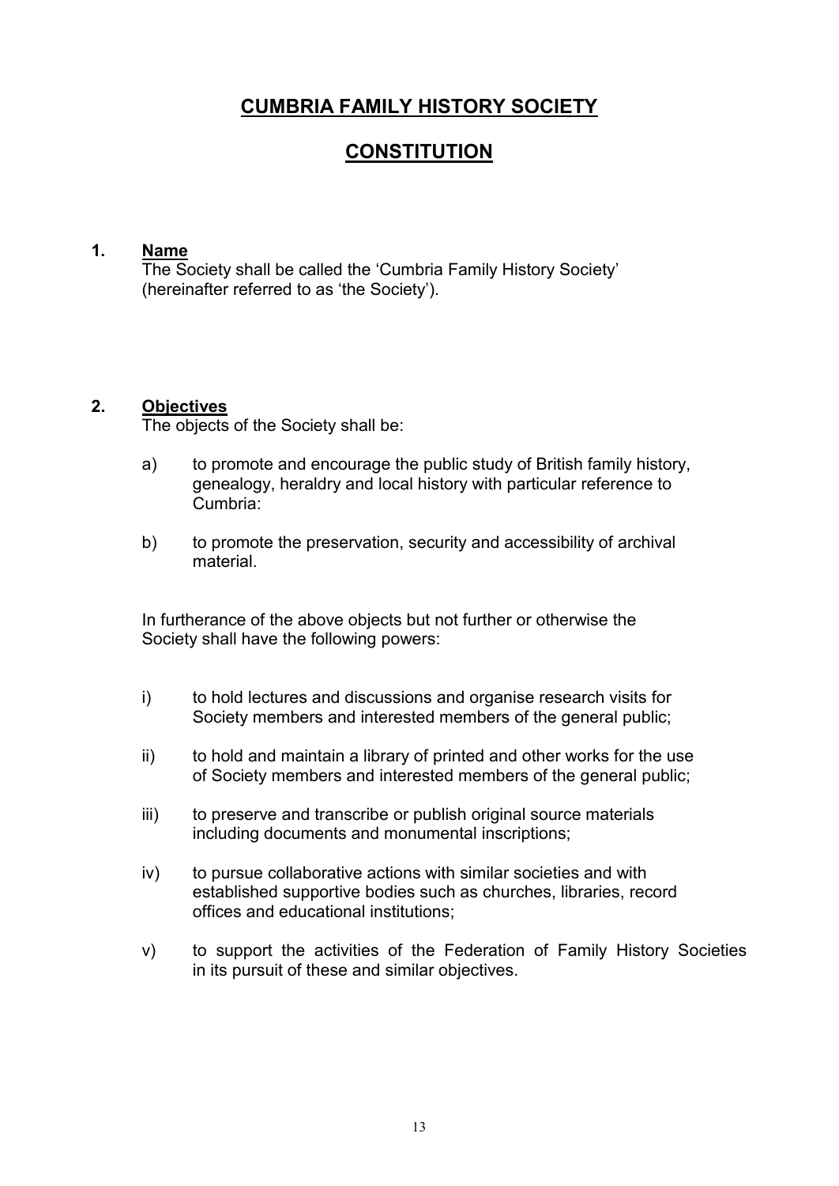# CUMBRIA FAMILY HISTORY SOCIETY

# CONSTITUTION

## 1. Name

The Society shall be called the 'Cumbria Family History Society' (hereinafter referred to as 'the Society').

## 2. Objectives

The objects of the Society shall be:

a) to promote and encourage the public study of British family history, genealogy, heraldry and local history with particular reference to Cumbria:

b) to promote the preservation, security and accessibility of archival material.

In furtherance of the above objects but not further or otherwise the Society shall have the following powers:

i) to hold lectures and discussions and organise research visits for Society members and interested members of the general public;

ii) to hold and maintain a library of printed and other works for the use of Society members and interested members of the general public;

iii) to preserve and transcribe or publish original source materials including documents and monumental inscriptions;

iv) to pursue collaborative actions with similar societies and with established supportive bodies such as churches, libraries, record offices and educational institutions;

v) to support the activities of the Federation of Family History Societies in its pursuit of these and similar objectives.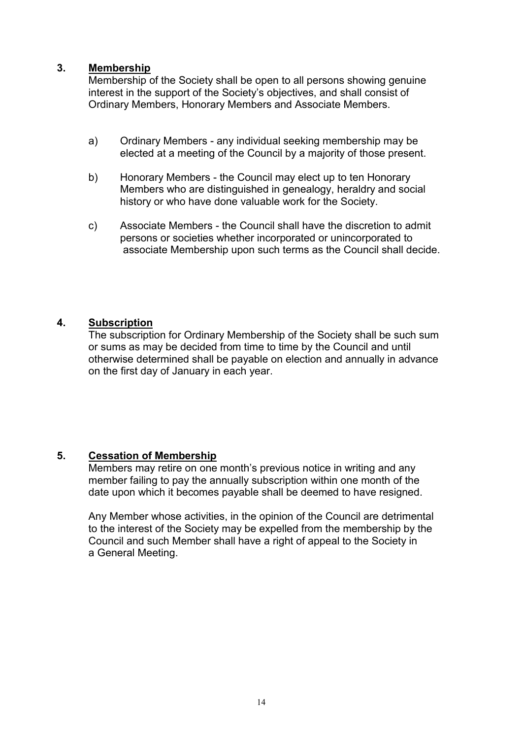## 3. <u>Membership</u>

Membership of the Society shall be open to all persons showing genuine interest in the support of the Society's objectives, and shall consist of Ordinary Members, Honorary Members and Associate Members.

a) Ordinary Members - any individual seeking membership may be elected at a meeting of the Council by a majority of those present.

b) Honorary Members - the Council may elect up to ten Honorary Members who are distinguished in genealogy, heraldry and social history or who have done valuable work for the Society.

c) Associate Members - the Council shall have the discretion to admit persons or societies whether incorporated or unincorporated to associate Membership upon such terms as the Council shall decide.

## 4. <u>Subscription</u>

The subscription for Ordinary Membership of the Society shall be such sum or sums as may be decided from time to time by the Council and until otherwise determined shall be payable on election and annually in advance on the first day of January in each year.

## 5. <u>Cessation of Membership</u>

Members may retire on one month's previous notice in writing and any member failing to pay the annually subscription within one month of the date upon which it becomes payable shall be deemed to have resigned.

Any Member whose activities, in the opinion of the Council are detrimental to the interest of the Society may be expelled from the membership by the Council and such Member shall have a right of appeal to the Society in a General Meeting.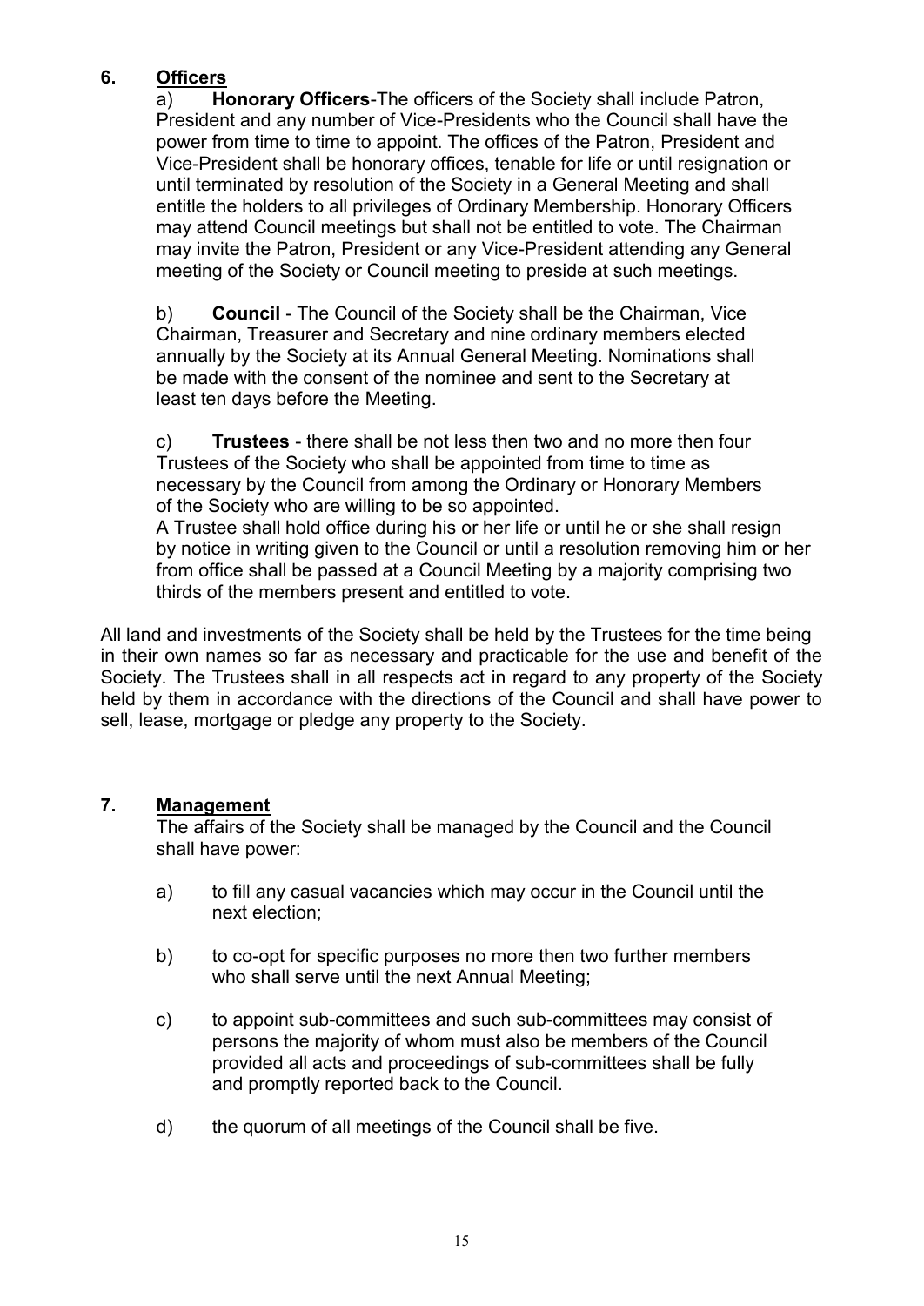## 6. Officers

a) **Honorary Officers**-The officers of the Society shall include Patron, President and any number of Vice-Presidents who the Council shall have the power from time to time to appoint. The offices of the Patron, President and Vice-President shall be honorary offices, tenable for life or until resignation or until terminated by resolution of the Society in a General Meeting and shall entitle the holders to all privileges of Ordinary Membership. Honorary Officers may attend Council meetings but shall not be entitled to vote. The Chairman may invite the Patron, President or any Vice-President attending any General meeting of the Society or Council meeting to preside at such meetings.

b) **Council** - The Council of the Society shall be the Chairman, Vice Chairman, Treasurer and Secretary and nine ordinary members elected annually by the Society at its Annual General Meeting. Nominations shall be made with the consent of the nominee and sent to the Secretary at least ten days before the Meeting.

c) **Trustees** - there shall be not less then two and no more then four Trustees of the Society who shall be appointed from time to time as necessary by the Council from among the Ordinary or Honorary Members of the Society who are willing to be so appointed.
A Trustee shall hold office during his or her life or until he or she shall resign by notice in writing given to the Council or until a resolution removing him or her from office shall be passed at a Council Meeting by a majority comprising two thirds of the members present and entitled to vote.

All land and investments of the Society shall be held by the Trustees for the time being in their own names so far as necessary and practicable for the use and benefit of the Society. The Trustees shall in all respects act in regard to any property of the Society held by them in accordance with the directions of the Council and shall have power to sell, lease, mortgage or pledge any property to the Society.

## 7. Management

The affairs of the Society shall be managed by the Council and the Council shall have power:

a) to fill any casual vacancies which may occur in the Council until the next election;

b) to co-opt for specific purposes no more then two further members who shall serve until the next Annual Meeting;

c) to appoint sub-committees and such sub-committees may consist of persons the majority of whom must also be members of the Council provided all acts and proceedings of sub-committees shall be fully and promptly reported back to the Council.

d) the quorum of all meetings of the Council shall be five.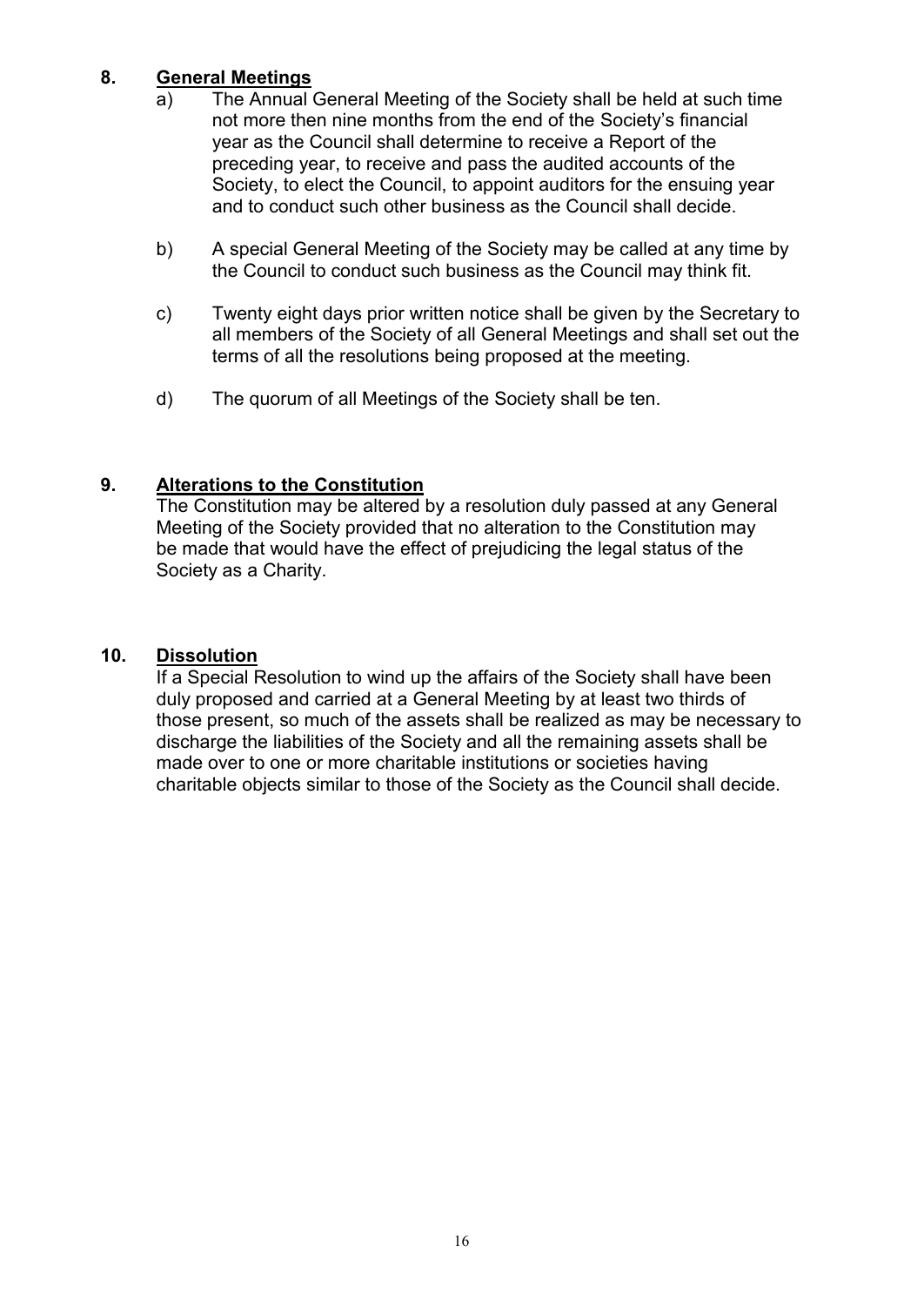## 8. General Meetings

a) The Annual General Meeting of the Society shall be held at such time not more then nine months from the end of the Society's financial year as the Council shall determine to receive a Report of the preceding year, to receive and pass the audited accounts of the Society, to elect the Council, to appoint auditors for the ensuing year and to conduct such other business as the Council shall decide.

b) A special General Meeting of the Society may be called at any time by the Council to conduct such business as the Council may think fit.

c) Twenty eight days prior written notice shall be given by the Secretary to all members of the Society of all General Meetings and shall set out the terms of all the resolutions being proposed at the meeting.

d) The quorum of all Meetings of the Society shall be ten.

## 9. Alterations to the Constitution

The Constitution may be altered by a resolution duly passed at any General Meeting of the Society provided that no alteration to the Constitution may be made that would have the effect of prejudicing the legal status of the Society as a Charity.

## 10. Dissolution

If a Special Resolution to wind up the affairs of the Society shall have been duly proposed and carried at a General Meeting by at least two thirds of those present, so much of the assets shall be realized as may be necessary to discharge the liabilities of the Society and all the remaining assets shall be made over to one or more charitable institutions or societies having charitable objects similar to those of the Society as the Council shall decide.